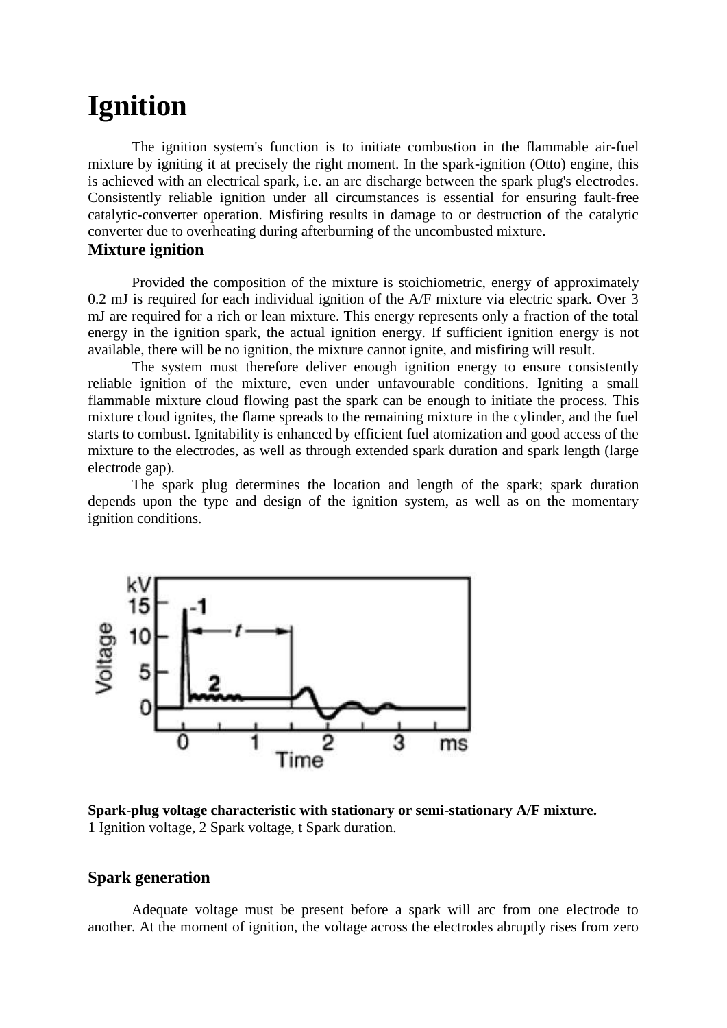# Ignition

The ignition system's function is to initiate combustion in the flammable air-fuel mixture by igniting it at precisely the right moment. In the spark-ignition (Otto) engine, this is achieved with an electrical spark, i.e. an arc discharge between the spark plug's electrodes. Consistently reliable ignition under all circumstances is essential for ensuring fault-free catalytic-converter operation. Misfiring results in damage to or destruction of the catalytic converter due to overheating during afterburning of the uncombusted mixture.

## Mixture ignition

Provided the composition of the mixture is stoichiometric, energy of approximately 0.2 mJ is required for each individual ignition of the A/F mixture via electric spark. Over 3 mJ are required for a rich or lean mixture. This energy represents only a fraction of the total energy in the ignition spark, the actual ignition energy. If sufficient ignition energy is not available, there will be no ignition, the mixture cannot ignite, and misfiring will result.

The system must therefore deliver enough ignition energy to ensure consistently reliable ignition of the mixture, even under unfavourable conditions. Igniting a small flammable mixture cloud flowing past the spark can be enough to initiate the process. This mixture cloud ignites, the flame spreads to the remaining mixture in the cylinder, and the fuel starts to combust. Ignitability is enhanced by efficient fuel atomization and good access of the mixture to the electrodes, as well as through extended spark duration and spark length (large electrode gap).

The spark plug determines the location and length of the spark; spark duration depends upon the type and design of the ignition system, as well as on the momentary ignition conditions.

**Spark-plug voltage characteristic with stationary or semi-stationary A/F mixture.**
1 Ignition voltage, 2 Spark voltage, t Spark duration.

## Spark generation

Adequate voltage must be present before a spark will arc from one electrode to another. At the moment of ignition, the voltage across the electrodes abruptly rises from zero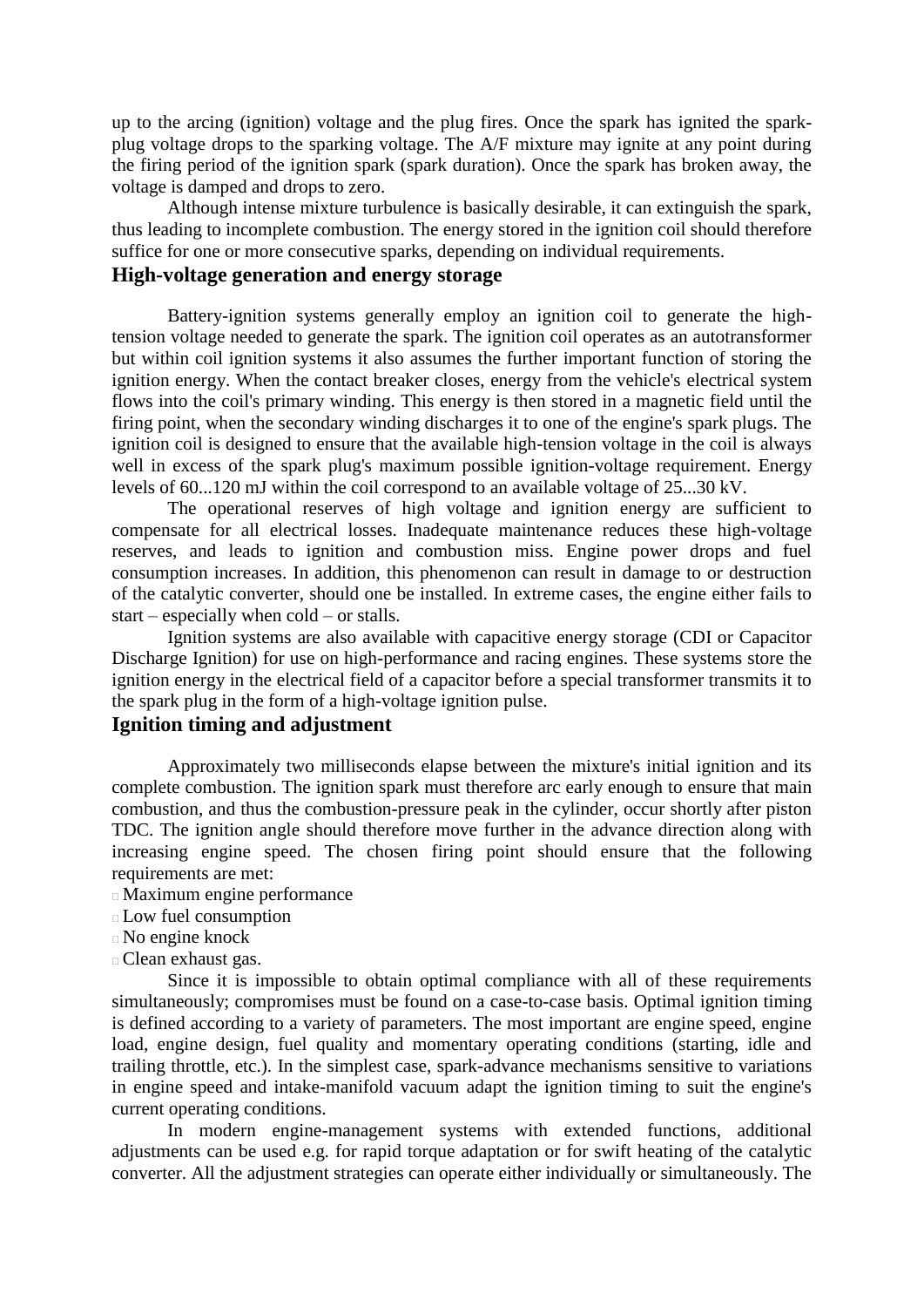up to the arcing (ignition) voltage and the plug fires. Once the spark has ignited the spark-plug voltage drops to the sparking voltage. The A/F mixture may ignite at any point during the firing period of the ignition spark (spark duration). Once the spark has broken away, the voltage is damped and drops to zero.

Although intense mixture turbulence is basically desirable, it can extinguish the spark, thus leading to incomplete combustion. The energy stored in the ignition coil should therefore suffice for one or more consecutive sparks, depending on individual requirements.

## High-voltage generation and energy storage

Battery-ignition systems generally employ an ignition coil to generate the high-tension voltage needed to generate the spark. The ignition coil operates as an autotransformer but within coil ignition systems it also assumes the further important function of storing the ignition energy. When the contact breaker closes, energy from the vehicle's electrical system flows into the coil's primary winding. This energy is then stored in a magnetic field until the firing point, when the secondary winding discharges it to one of the engine's spark plugs. The ignition coil is designed to ensure that the available high-tension voltage in the coil is always well in excess of the spark plug's maximum possible ignition-voltage requirement. Energy levels of 60...120 mJ within the coil correspond to an available voltage of 25...30 kV.

The operational reserves of high voltage and ignition energy are sufficient to compensate for all electrical losses. Inadequate maintenance reduces these high-voltage reserves, and leads to ignition and combustion miss. Engine power drops and fuel consumption increases. In addition, this phenomenon can result in damage to or destruction of the catalytic converter, should one be installed. In extreme cases, the engine either fails to start – especially when cold – or stalls.

Ignition systems are also available with capacitive energy storage (CDI or Capacitor Discharge Ignition) for use on high-performance and racing engines. These systems store the ignition energy in the electrical field of a capacitor before a special transformer transmits it to the spark plug in the form of a high-voltage ignition pulse.

## Ignition timing and adjustment

Approximately two milliseconds elapse between the mixture's initial ignition and its complete combustion. The ignition spark must therefore arc early enough to ensure that main combustion, and thus the combustion-pressure peak in the cylinder, occur shortly after piston TDC. The ignition angle should therefore move further in the advance direction along with increasing engine speed. The chosen firing point should ensure that the following requirements are met:

- Maximum engine performance
- Low fuel consumption
- No engine knock
- Clean exhaust gas.

Since it is impossible to obtain optimal compliance with all of these requirements simultaneously; compromises must be found on a case-to-case basis. Optimal ignition timing is defined according to a variety of parameters. The most important are engine speed, engine load, engine design, fuel quality and momentary operating conditions (starting, idle and trailing throttle, etc.). In the simplest case, spark-advance mechanisms sensitive to variations in engine speed and intake-manifold vacuum adapt the ignition timing to suit the engine's current operating conditions.

In modern engine-management systems with extended functions, additional adjustments can be used e.g. for rapid torque adaptation or for swift heating of the catalytic converter. All the adjustment strategies can operate either individually or simultaneously. The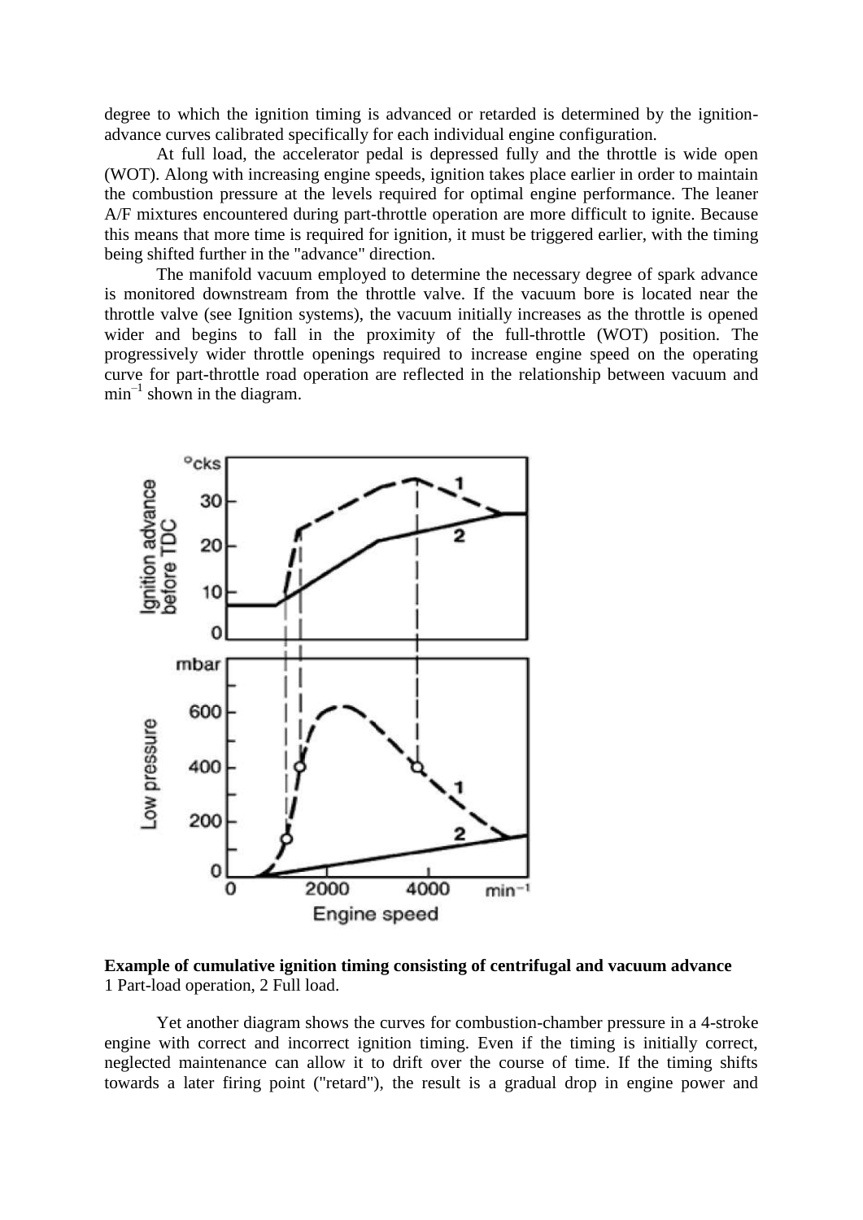degree to which the ignition timing is advanced or retarded is determined by the ignition-advance curves calibrated specifically for each individual engine configuration.

At full load, the accelerator pedal is depressed fully and the throttle is wide open (WOT). Along with increasing engine speeds, ignition takes place earlier in order to maintain the combustion pressure at the levels required for optimal engine performance. The leaner A/F mixtures encountered during part-throttle operation are more difficult to ignite. Because this means that more time is required for ignition, it must be triggered earlier, with the timing being shifted further in the "advance" direction.

The manifold vacuum employed to determine the necessary degree of spark advance is monitored downstream from the throttle valve. If the vacuum bore is located near the throttle valve (see Ignition systems), the vacuum initially increases as the throttle is opened wider and begins to fall in the proximity of the full-throttle (WOT) position. The progressively wider throttle openings required to increase engine speed on the operating curve for part-throttle road operation are reflected in the relationship between vacuum and $\text{min}^{-1}$ shown in the diagram.

°cks
Ignition advance before TDC
30
20
10
0
1
2

mbar
Low pressure
600
400
200
0
1
2
0
2000
4000
min⁻¹
Engine speed

**Example of cumulative ignition timing consisting of centrifugal and vacuum advance**
1 Part-load operation, 2 Full load.

Yet another diagram shows the curves for combustion-chamber pressure in a 4-stroke engine with correct and incorrect ignition timing. Even if the timing is initially correct, neglected maintenance can allow it to drift over the course of time. If the timing shifts towards a later firing point ("retard"), the result is a gradual drop in engine power and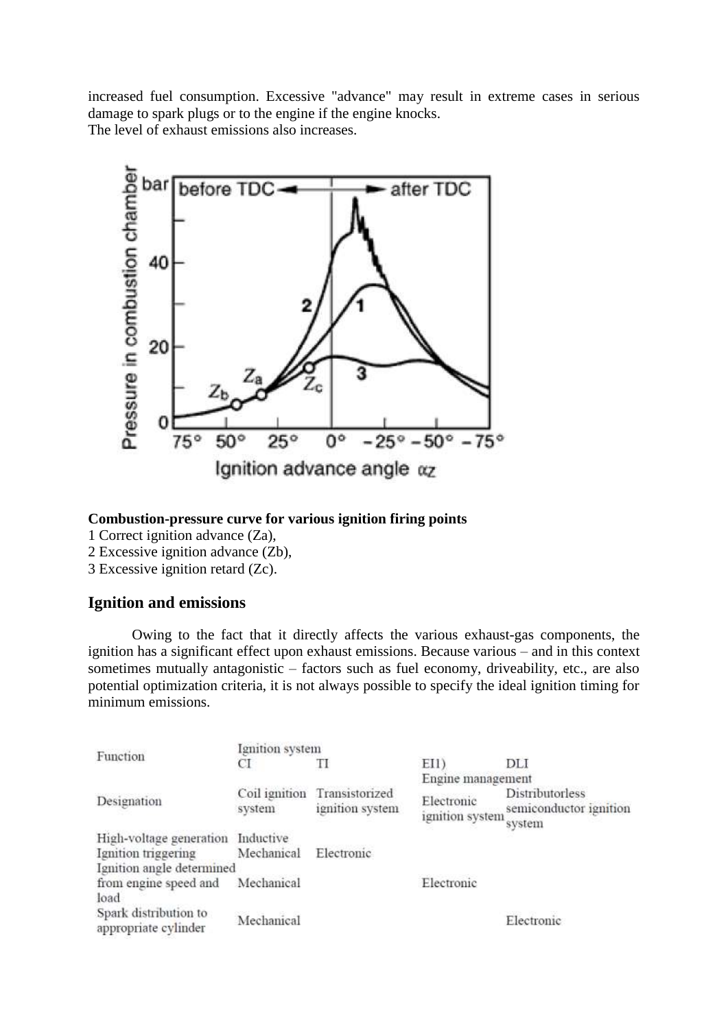increased fuel consumption. Excessive "advance" may result in extreme cases in serious damage to spark plugs or to the engine if the engine knocks.
The level of exhaust emissions also increases.

Pressure in combustion chamber

bar

before TDC

after TDC

40

20

0

2

1

3

$Z_a$

$Z_b$

$Z_c$

75° 50° 25° 0° −25° −50° −75°

Ignition advance angle $\alpha_Z$

**Combustion-pressure curve for various ignition firing points**
1 Correct ignition advance (Za),
2 Excessive ignition advance (Zb),
3 Excessive ignition retard (Zc).

## Ignition and emissions

Owing to the fact that it directly affects the various exhaust-gas components, the ignition has a significant effect upon exhaust emissions. Because various – and in this context sometimes mutually antagonistic – factors such as fuel economy, driveability, etc., are also potential optimization criteria, it is not always possible to specify the ideal ignition timing for minimum emissions.

| Function | Ignition system | | | |
|---|---|---|---|---|
| | CI | TI | EI1) | DLI |
| | | | Engine management | |
| Designation | Coil ignition system | Transistorized ignition system | Electronic ignition system | Distributorless semiconductor ignition system |
| High-voltage generation | Inductive | | | |
| Ignition triggering | Mechanical | Electronic | | |
| Ignition angle determined from engine speed and load | Mechanical | | Electronic | |
| Spark distribution to appropriate cylinder | Mechanical | | | Electronic |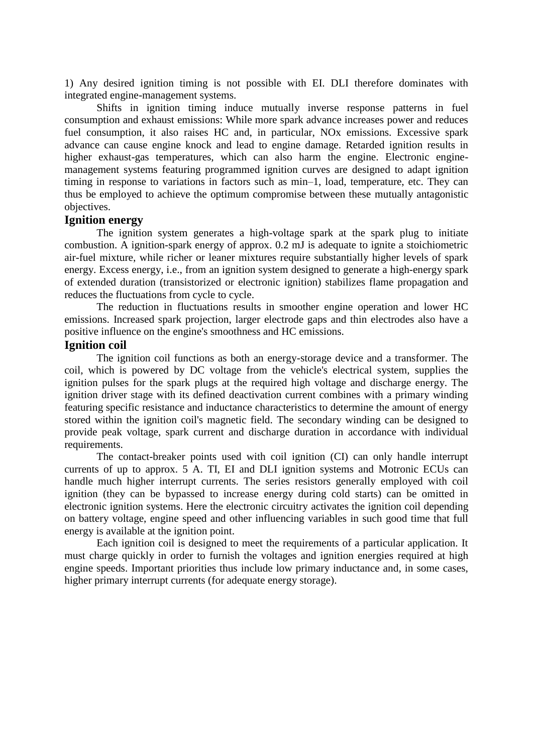1) Any desired ignition timing is not possible with EI. DLI therefore dominates with integrated engine-management systems.

Shifts in ignition timing induce mutually inverse response patterns in fuel consumption and exhaust emissions: While more spark advance increases power and reduces fuel consumption, it also raises HC and, in particular, $NO_x$ emissions. Excessive spark advance can cause engine knock and lead to engine damage. Retarded ignition results in higher exhaust-gas temperatures, which can also harm the engine. Electronic engine-management systems featuring programmed ignition curves are designed to adapt ignition timing in response to variations in factors such as $min^{-1}$, load, temperature, etc. They can thus be employed to achieve the optimum compromise between these mutually antagonistic objectives.

## Ignition energy

The ignition system generates a high-voltage spark at the spark plug to initiate combustion. A ignition-spark energy of approx. 0.2 mJ is adequate to ignite a stoichiometric air-fuel mixture, while richer or leaner mixtures require substantially higher levels of spark energy. Excess energy, i.e., from an ignition system designed to generate a high-energy spark of extended duration (transistorized or electronic ignition) stabilizes flame propagation and reduces the fluctuations from cycle to cycle.

The reduction in fluctuations results in smoother engine operation and lower HC emissions. Increased spark projection, larger electrode gaps and thin electrodes also have a positive influence on the engine's smoothness and HC emissions.

## Ignition coil

The ignition coil functions as both an energy-storage device and a transformer. The coil, which is powered by DC voltage from the vehicle's electrical system, supplies the ignition pulses for the spark plugs at the required high voltage and discharge energy. The ignition driver stage with its defined deactivation current combines with a primary winding featuring specific resistance and inductance characteristics to determine the amount of energy stored within the ignition coil's magnetic field. The secondary winding can be designed to provide peak voltage, spark current and discharge duration in accordance with individual requirements.

The contact-breaker points used with coil ignition (CI) can only handle interrupt currents of up to approx. 5 A. TI, EI and DLI ignition systems and Motronic ECUs can handle much higher interrupt currents. The series resistors generally employed with coil ignition (they can be bypassed to increase energy during cold starts) can be omitted in electronic ignition systems. Here the electronic circuitry activates the ignition coil depending on battery voltage, engine speed and other influencing variables in such good time that full energy is available at the ignition point.

Each ignition coil is designed to meet the requirements of a particular application. It must charge quickly in order to furnish the voltages and ignition energies required at high engine speeds. Important priorities thus include low primary inductance and, in some cases, higher primary interrupt currents (for adequate energy storage).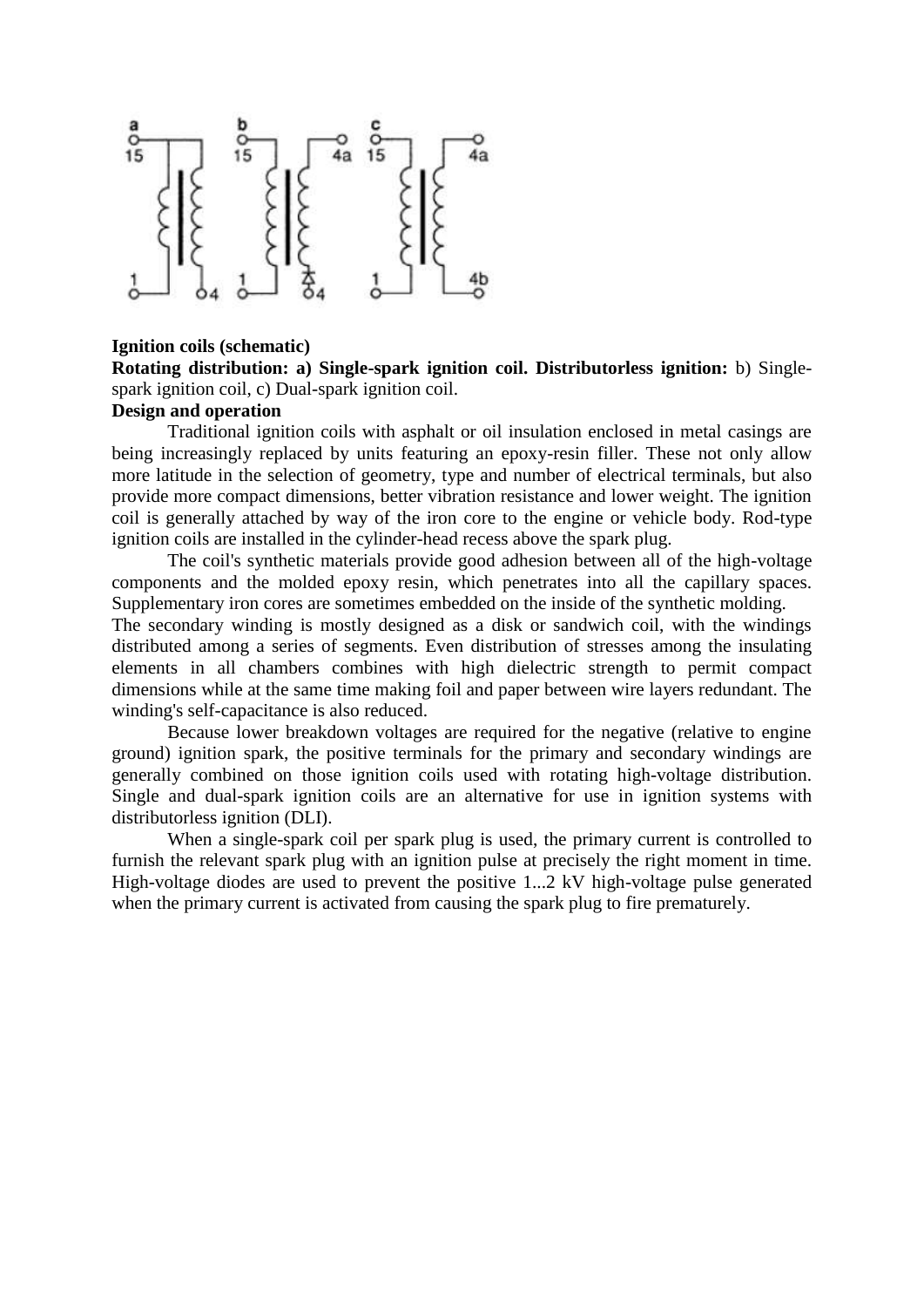a
15
1
4

b
15
4a
1
4

c
15
4a
1
4b

**Ignition coils (schematic)**

**Rotating distribution: a) Single-spark ignition coil. Distributorless ignition:** b) Single-spark ignition coil, c) Dual-spark ignition coil.

**Design and operation**

Traditional ignition coils with asphalt or oil insulation enclosed in metal casings are being increasingly replaced by units featuring an epoxy-resin filler. These not only allow more latitude in the selection of geometry, type and number of electrical terminals, but also provide more compact dimensions, better vibration resistance and lower weight. The ignition coil is generally attached by way of the iron core to the engine or vehicle body. Rod-type ignition coils are installed in the cylinder-head recess above the spark plug.

The coil's synthetic materials provide good adhesion between all of the high-voltage components and the molded epoxy resin, which penetrates into all the capillary spaces. Supplementary iron cores are sometimes embedded on the inside of the synthetic molding.

The secondary winding is mostly designed as a disk or sandwich coil, with the windings distributed among a series of segments. Even distribution of stresses among the insulating elements in all chambers combines with high dielectric strength to permit compact dimensions while at the same time making foil and paper between wire layers redundant. The winding's self-capacitance is also reduced.

Because lower breakdown voltages are required for the negative (relative to engine ground) ignition spark, the positive terminals for the primary and secondary windings are generally combined on those ignition coils used with rotating high-voltage distribution. Single and dual-spark ignition coils are an alternative for use in ignition systems with distributorless ignition (DLI).

When a single-spark coil per spark plug is used, the primary current is controlled to furnish the relevant spark plug with an ignition pulse at precisely the right moment in time. High-voltage diodes are used to prevent the positive 1...2 kV high-voltage pulse generated when the primary current is activated from causing the spark plug to fire prematurely.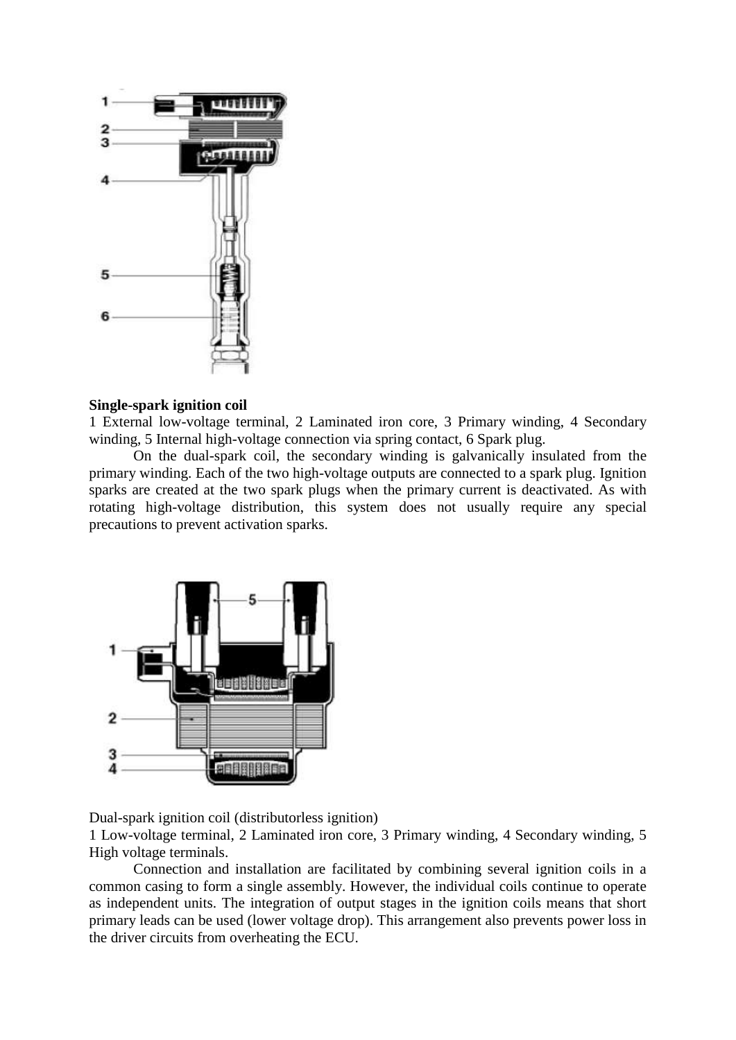**Single-spark ignition coil**

1 External low-voltage terminal, 2 Laminated iron core, 3 Primary winding, 4 Secondary winding, 5 Internal high-voltage connection via spring contact, 6 Spark plug.

On the dual-spark coil, the secondary winding is galvanically insulated from the primary winding. Each of the two high-voltage outputs are connected to a spark plug. Ignition sparks are created at the two spark plugs when the primary current is deactivated. As with rotating high-voltage distribution, this system does not usually require any special precautions to prevent activation sparks.

Dual-spark ignition coil (distributorless ignition)

1 Low-voltage terminal, 2 Laminated iron core, 3 Primary winding, 4 Secondary winding, 5 High voltage terminals.

Connection and installation are facilitated by combining several ignition coils in a common casing to form a single assembly. However, the individual coils continue to operate as independent units. The integration of output stages in the ignition coils means that short primary leads can be used (lower voltage drop). This arrangement also prevents power loss in the driver circuits from overheating the ECU.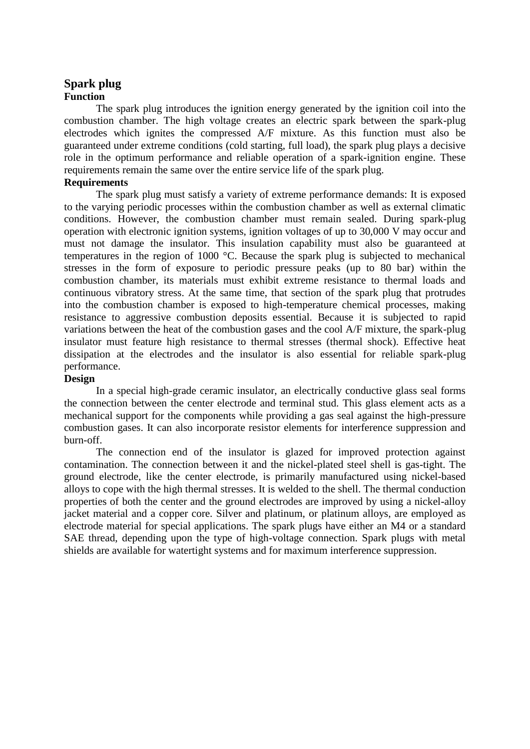# Spark plug

## Function

The spark plug introduces the ignition energy generated by the ignition coil into the combustion chamber. The high voltage creates an electric spark between the spark-plug electrodes which ignites the compressed A/F mixture. As this function must also be guaranteed under extreme conditions (cold starting, full load), the spark plug plays a decisive role in the optimum performance and reliable operation of a spark-ignition engine. These requirements remain the same over the entire service life of the spark plug.

## Requirements

The spark plug must satisfy a variety of extreme performance demands: It is exposed to the varying periodic processes within the combustion chamber as well as external climatic conditions. However, the combustion chamber must remain sealed. During spark-plug operation with electronic ignition systems, ignition voltages of up to 30,000 V may occur and must not damage the insulator. This insulation capability must also be guaranteed at temperatures in the region of 1000 °C. Because the spark plug is subjected to mechanical stresses in the form of exposure to periodic pressure peaks (up to 80 bar) within the combustion chamber, its materials must exhibit extreme resistance to thermal loads and continuous vibratory stress. At the same time, that section of the spark plug that protrudes into the combustion chamber is exposed to high-temperature chemical processes, making resistance to aggressive combustion deposits essential. Because it is subjected to rapid variations between the heat of the combustion gases and the cool A/F mixture, the spark-plug insulator must feature high resistance to thermal stresses (thermal shock). Effective heat dissipation at the electrodes and the insulator is also essential for reliable spark-plug performance.

## Design

In a special high-grade ceramic insulator, an electrically conductive glass seal forms the connection between the center electrode and terminal stud. This glass element acts as a mechanical support for the components while providing a gas seal against the high-pressure combustion gases. It can also incorporate resistor elements for interference suppression and burn-off.

The connection end of the insulator is glazed for improved protection against contamination. The connection between it and the nickel-plated steel shell is gas-tight. The ground electrode, like the center electrode, is primarily manufactured using nickel-based alloys to cope with the high thermal stresses. It is welded to the shell. The thermal conduction properties of both the center and the ground electrodes are improved by using a nickel-alloy jacket material and a copper core. Silver and platinum, or platinum alloys, are employed as electrode material for special applications. The spark plugs have either an M4 or a standard SAE thread, depending upon the type of high-voltage connection. Spark plugs with metal shields are available for watertight systems and for maximum interference suppression.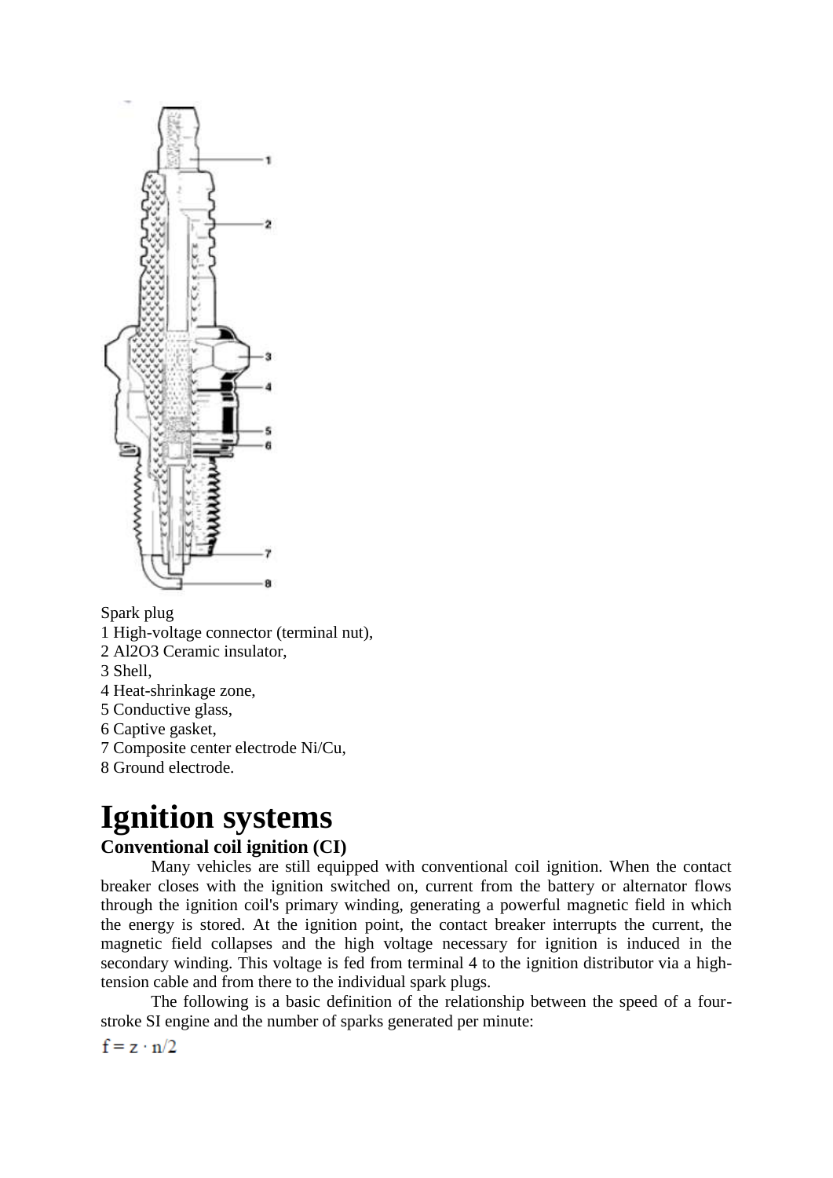1
2
3
4
5
6
7
8

Spark plug
1 High-voltage connector (terminal nut),
2 $Al_2O_3$ Ceramic insulator,
3 Shell,
4 Heat-shrinkage zone,
5 Conductive glass,
6 Captive gasket,
7 Composite center electrode Ni/Cu,
8 Ground electrode.

# Ignition systems

### Conventional coil ignition (CI)

Many vehicles are still equipped with conventional coil ignition. When the contact breaker closes with the ignition switched on, current from the battery or alternator flows through the ignition coil's primary winding, generating a powerful magnetic field in which the energy is stored. At the ignition point, the contact breaker interrupts the current, the magnetic field collapses and the high voltage necessary for ignition is induced in the secondary winding. This voltage is fed from terminal 4 to the ignition distributor via a high-tension cable and from there to the individual spark plugs.

The following is a basic definition of the relationship between the speed of a four-stroke SI engine and the number of sparks generated per minute:

$$f = z \cdot n/2$$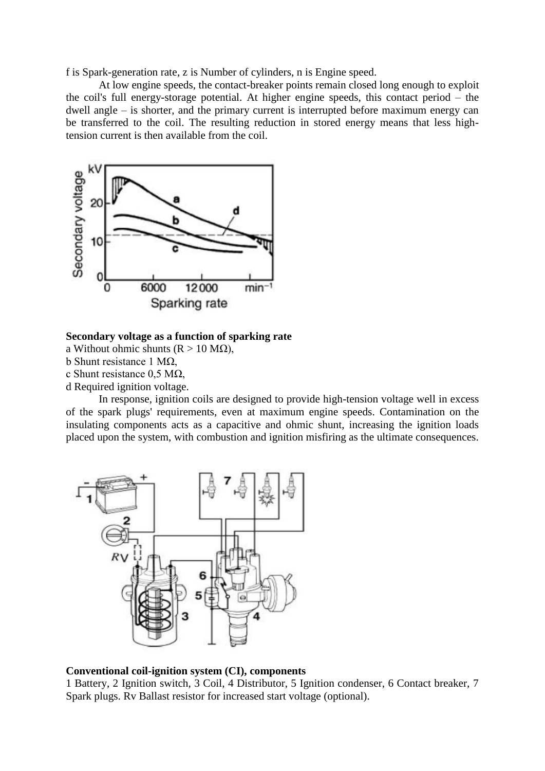f is Spark-generation rate, z is Number of cylinders, n is Engine speed.

At low engine speeds, the contact-breaker points remain closed long enough to exploit the coil's full energy-storage potential. At higher engine speeds, this contact period – the dwell angle – is shorter, and the primary current is interrupted before maximum energy can be transferred to the coil. The resulting reduction in stored energy means that less high-tension current is then available from the coil.

kV
Secondary voltage
20
10
0
a
b
c
d
0
6000
12000
min⁻¹
Sparking rate

**Secondary voltage as a function of sparking rate**

a Without ohmic shunts (R > 10 MΩ),
b Shunt resistance 1 MΩ,
c Shunt resistance 0,5 MΩ,
d Required ignition voltage.

In response, ignition coils are designed to provide high-tension voltage well in excess of the spark plugs' requirements, even at maximum engine speeds. Contamination on the insulating components acts as a capacitive and ohmic shunt, increasing the ignition loads placed upon the system, with combustion and ignition misfiring as the ultimate consequences.

1
2
3
4
5
6
7
RV
\-
\+

**Conventional coil-ignition system (CI), components**

1 Battery, 2 Ignition switch, 3 Coil, 4 Distributor, 5 Ignition condenser, 6 Contact breaker, 7 Spark plugs. Rv Ballast resistor for increased start voltage (optional).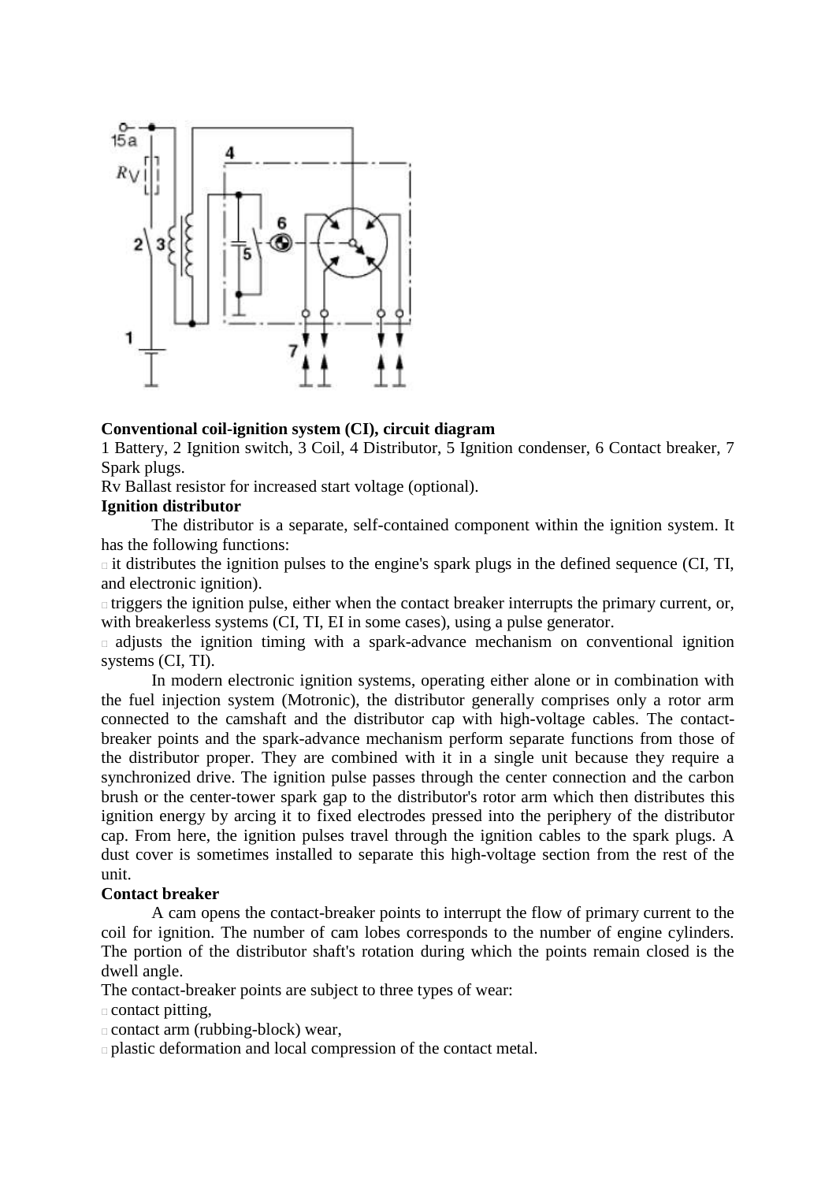**Conventional coil-ignition system (CI), circuit diagram**

1 Battery, 2 Ignition switch, 3 Coil, 4 Distributor, 5 Ignition condenser, 6 Contact breaker, 7 Spark plugs.

Rv Ballast resistor for increased start voltage (optional).

**Ignition distributor**

The distributor is a separate, self-contained component within the ignition system. It has the following functions:

- it distributes the ignition pulses to the engine's spark plugs in the defined sequence (CI, TI, and electronic ignition).
- triggers the ignition pulse, either when the contact breaker interrupts the primary current, or, with breakerless systems (CI, TI, EI in some cases), using a pulse generator.
- adjusts the ignition timing with a spark-advance mechanism on conventional ignition systems (CI, TI).

In modern electronic ignition systems, operating either alone or in combination with the fuel injection system (Motronic), the distributor generally comprises only a rotor arm connected to the camshaft and the distributor cap with high-voltage cables. The contact-breaker points and the spark-advance mechanism perform separate functions from those of the distributor proper. They are combined with it in a single unit because they require a synchronized drive. The ignition pulse passes through the center connection and the carbon brush or the center-tower spark gap to the distributor's rotor arm which then distributes this ignition energy by arcing it to fixed electrodes pressed into the periphery of the distributor cap. From here, the ignition pulses travel through the ignition cables to the spark plugs. A dust cover is sometimes installed to separate this high-voltage section from the rest of the unit.

**Contact breaker**

A cam opens the contact-breaker points to interrupt the flow of primary current to the coil for ignition. The number of cam lobes corresponds to the number of engine cylinders. The portion of the distributor shaft's rotation during which the points remain closed is the dwell angle.

The contact-breaker points are subject to three types of wear:

- contact pitting,
- contact arm (rubbing-block) wear,
- plastic deformation and local compression of the contact metal.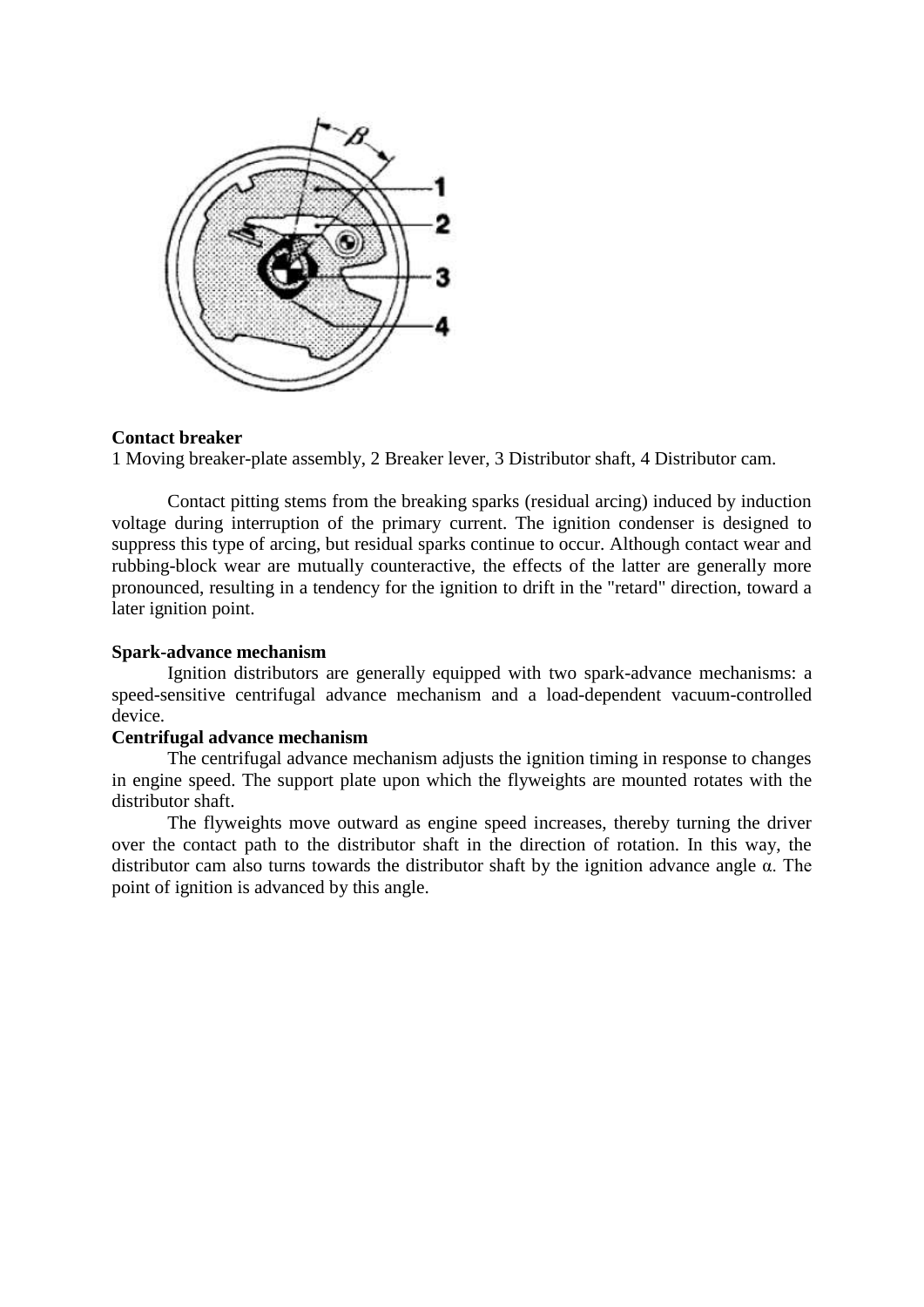**Contact breaker**
1 Moving breaker-plate assembly, 2 Breaker lever, 3 Distributor shaft, 4 Distributor cam.

Contact pitting stems from the breaking sparks (residual arcing) induced by induction voltage during interruption of the primary current. The ignition condenser is designed to suppress this type of arcing, but residual sparks continue to occur. Although contact wear and rubbing-block wear are mutually counteractive, the effects of the latter are generally more pronounced, resulting in a tendency for the ignition to drift in the "retard" direction, toward a later ignition point.

**Spark-advance mechanism**

Ignition distributors are generally equipped with two spark-advance mechanisms: a speed-sensitive centrifugal advance mechanism and a load-dependent vacuum-controlled device.

**Centrifugal advance mechanism**

The centrifugal advance mechanism adjusts the ignition timing in response to changes in engine speed. The support plate upon which the flyweights are mounted rotates with the distributor shaft.

The flyweights move outward as engine speed increases, thereby turning the driver over the contact path to the distributor shaft in the direction of rotation. In this way, the distributor cam also turns towards the distributor shaft by the ignition advance angle $\alpha$. The point of ignition is advanced by this angle.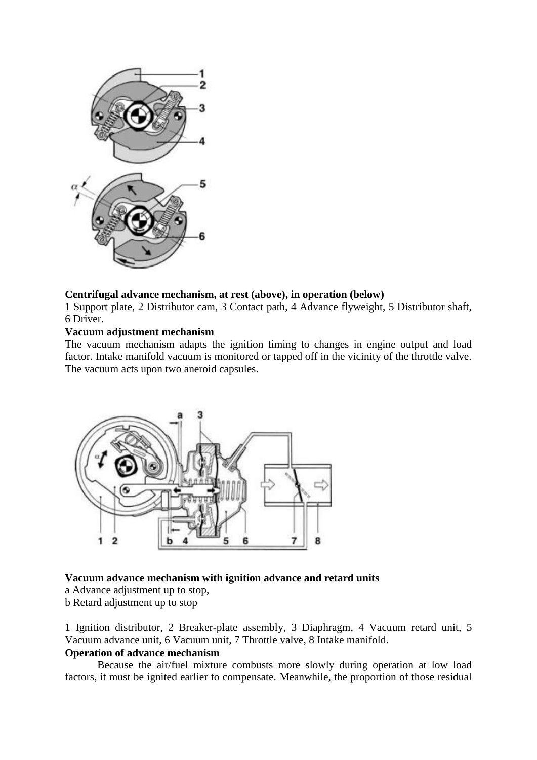**Centrifugal advance mechanism, at rest (above), in operation (below)**

1 Support plate, 2 Distributor cam, 3 Contact path, 4 Advance flyweight, 5 Distributor shaft, 6 Driver.

**Vacuum adjustment mechanism**

The vacuum mechanism adapts the ignition timing to changes in engine output and load factor. Intake manifold vacuum is monitored or tapped off in the vicinity of the throttle valve. The vacuum acts upon two aneroid capsules.

**Vacuum advance mechanism with ignition advance and retard units**

a Advance adjustment up to stop,

b Retard adjustment up to stop

1 Ignition distributor, 2 Breaker-plate assembly, 3 Diaphragm, 4 Vacuum retard unit, 5 Vacuum advance unit, 6 Vacuum unit, 7 Throttle valve, 8 Intake manifold.

**Operation of advance mechanism**

Because the air/fuel mixture combusts more slowly during operation at low load factors, it must be ignited earlier to compensate. Meanwhile, the proportion of those residual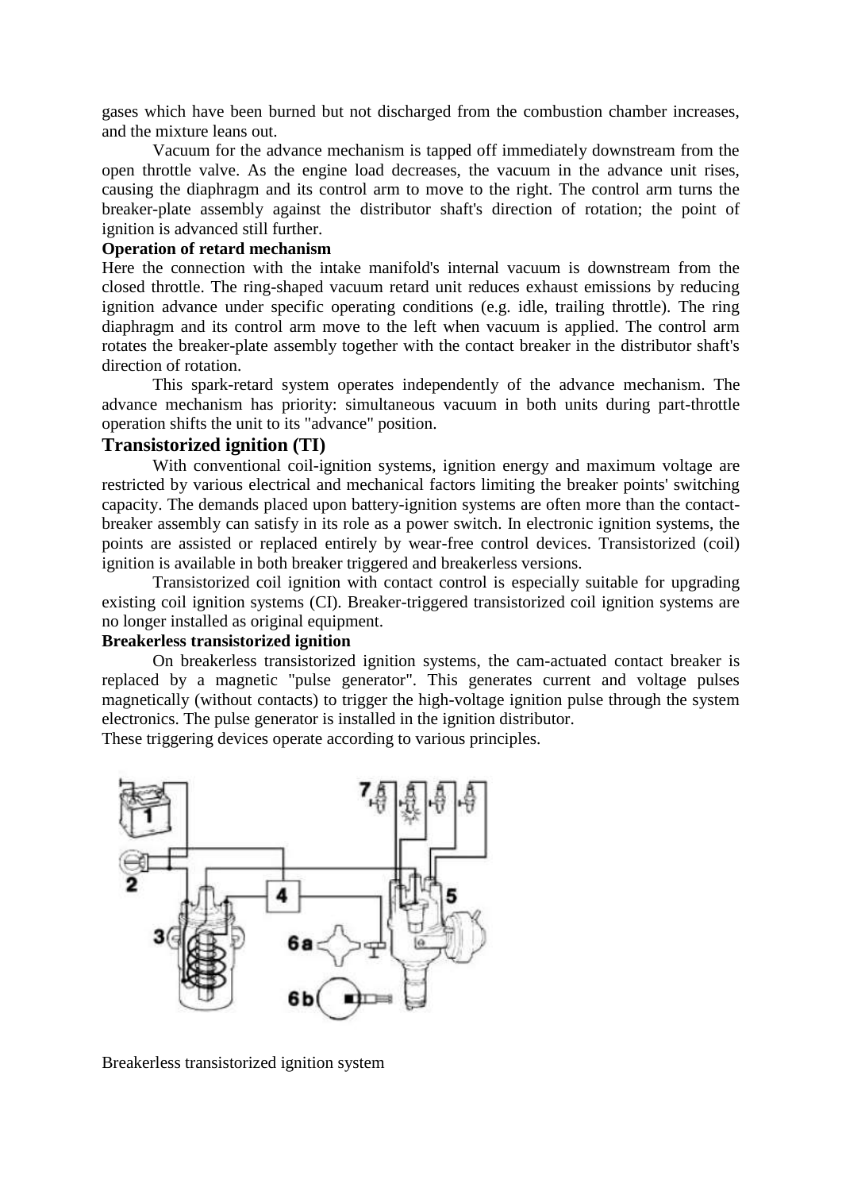gases which have been burned but not discharged from the combustion chamber increases, and the mixture leans out.

Vacuum for the advance mechanism is tapped off immediately downstream from the open throttle valve. As the engine load decreases, the vacuum in the advance unit rises, causing the diaphragm and its control arm to move to the right. The control arm turns the breaker-plate assembly against the distributor shaft's direction of rotation; the point of ignition is advanced still further.

**Operation of retard mechanism**

Here the connection with the intake manifold's internal vacuum is downstream from the closed throttle. The ring-shaped vacuum retard unit reduces exhaust emissions by reducing ignition advance under specific operating conditions (e.g. idle, trailing throttle). The ring diaphragm and its control arm move to the left when vacuum is applied. The control arm rotates the breaker-plate assembly together with the contact breaker in the distributor shaft's direction of rotation.

This spark-retard system operates independently of the advance mechanism. The advance mechanism has priority: simultaneous vacuum in both units during part-throttle operation shifts the unit to its "advance" position.

## Transistorized ignition (TI)

With conventional coil-ignition systems, ignition energy and maximum voltage are restricted by various electrical and mechanical factors limiting the breaker points' switching capacity. The demands placed upon battery-ignition systems are often more than the contact-breaker assembly can satisfy in its role as a power switch. In electronic ignition systems, the points are assisted or replaced entirely by wear-free control devices. Transistorized (coil) ignition is available in both breaker triggered and breakerless versions.

Transistorized coil ignition with contact control is especially suitable for upgrading existing coil ignition systems (CI). Breaker-triggered transistorized coil ignition systems are no longer installed as original equipment.

**Breakerless transistorized ignition**

On breakerless transistorized ignition systems, the cam-actuated contact breaker is replaced by a magnetic "pulse generator". This generates current and voltage pulses magnetically (without contacts) to trigger the high-voltage ignition pulse through the system electronics. The pulse generator is installed in the ignition distributor.

These triggering devices operate according to various principles.

Breakerless transistorized ignition system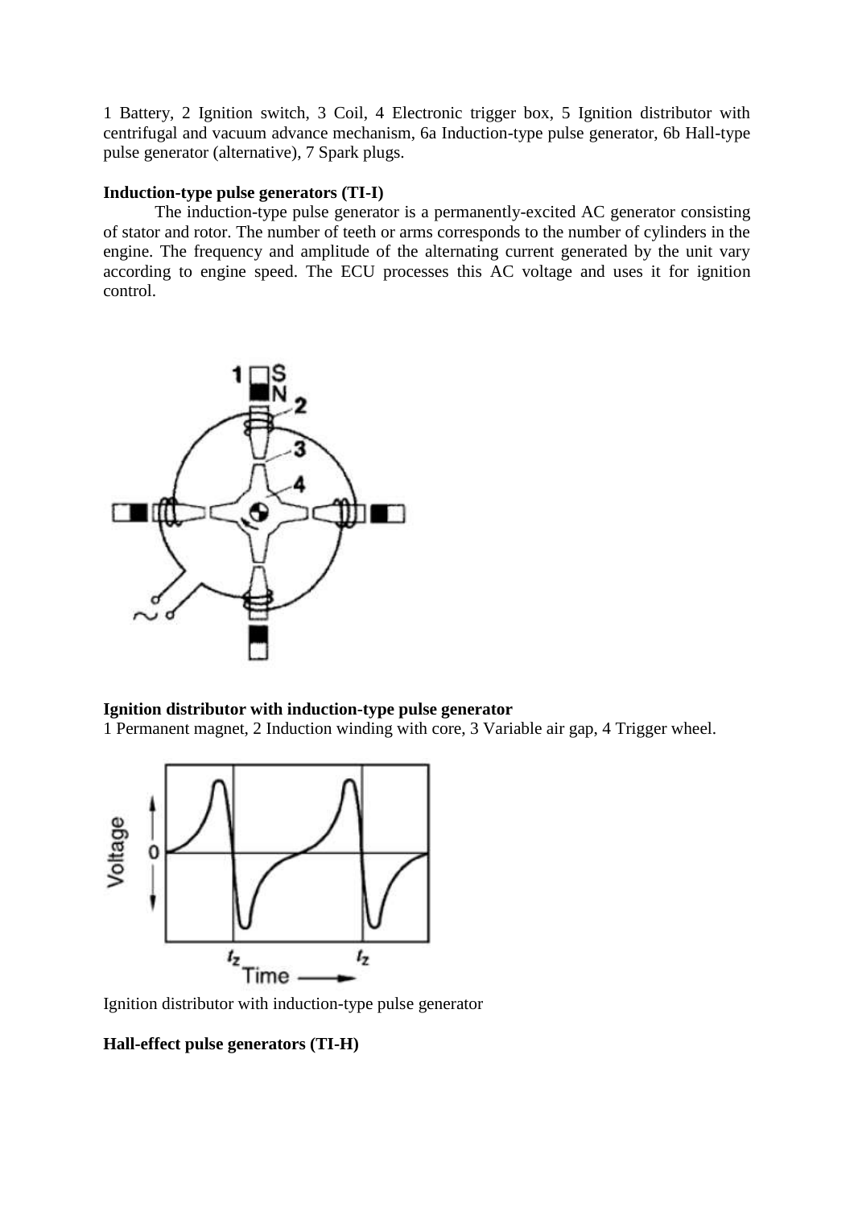1 Battery, 2 Ignition switch, 3 Coil, 4 Electronic trigger box, 5 Ignition distributor with centrifugal and vacuum advance mechanism, 6a Induction-type pulse generator, 6b Hall-type pulse generator (alternative), 7 Spark plugs.

**Induction-type pulse generators (TI-I)**

The induction-type pulse generator is a permanently-excited AC generator consisting of stator and rotor. The number of teeth or arms corresponds to the number of cylinders in the engine. The frequency and amplitude of the alternating current generated by the unit vary according to engine speed. The ECU processes this AC voltage and uses it for ignition control.

1
S
N
2
3
4
~

**Ignition distributor with induction-type pulse generator**

1 Permanent magnet, 2 Induction winding with core, 3 Variable air gap, 4 Trigger wheel.

Voltage
0
$t_z$
$t_z$
Time

Ignition distributor with induction-type pulse generator

**Hall-effect pulse generators (TI-H)**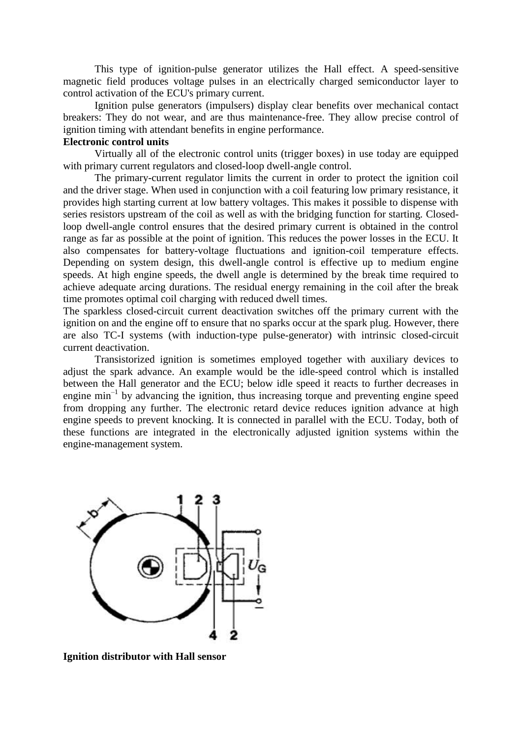This type of ignition-pulse generator utilizes the Hall effect. A speed-sensitive magnetic field produces voltage pulses in an electrically charged semiconductor layer to control activation of the ECU's primary current.

Ignition pulse generators (impulsers) display clear benefits over mechanical contact breakers: They do not wear, and are thus maintenance-free. They allow precise control of ignition timing with attendant benefits in engine performance.

**Electronic control units**

Virtually all of the electronic control units (trigger boxes) in use today are equipped with primary current regulators and closed-loop dwell-angle control.

The primary-current regulator limits the current in order to protect the ignition coil and the driver stage. When used in conjunction with a coil featuring low primary resistance, it provides high starting current at low battery voltages. This makes it possible to dispense with series resistors upstream of the coil as well as with the bridging function for starting. Closed-loop dwell-angle control ensures that the desired primary current is obtained in the control range as far as possible at the point of ignition. This reduces the power losses in the ECU. It also compensates for battery-voltage fluctuations and ignition-coil temperature effects. Depending on system design, this dwell-angle control is effective up to medium engine speeds. At high engine speeds, the dwell angle is determined by the break time required to achieve adequate arcing durations. The residual energy remaining in the coil after the break time promotes optimal coil charging with reduced dwell times.

The sparkless closed-circuit current deactivation switches off the primary current with the ignition on and the engine off to ensure that no sparks occur at the spark plug. However, there are also TC-I systems (with induction-type pulse-generator) with intrinsic closed-circuit current deactivation.

Transistorized ignition is sometimes employed together with auxiliary devices to adjust the spark advance. An example would be the idle-speed control which is installed between the Hall generator and the ECU; below idle speed it reacts to further decreases in engine $min^{-1}$ by advancing the ignition, thus increasing torque and preventing engine speed from dropping any further. The electronic retard device reduces ignition advance at high engine speeds to prevent knocking. It is connected in parallel with the ECU. Today, both of these functions are integrated in the electronically adjusted ignition systems within the engine-management system.

b
1
2
3
4
2
$U_G$

**Ignition distributor with Hall sensor**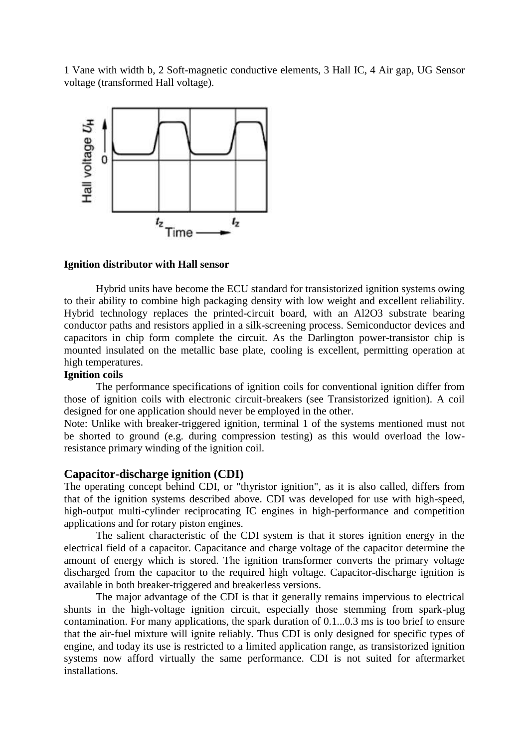1 Vane with width b, 2 Soft-magnetic conductive elements, 3 Hall IC, 4 Air gap, UG Sensor voltage (transformed Hall voltage).

Hall voltage $U_H$

0

$t_z$

Time

$t_z$

**Ignition distributor with Hall sensor**

Hybrid units have become the ECU standard for transistorized ignition systems owing to their ability to combine high packaging density with low weight and excellent reliability. Hybrid technology replaces the printed-circuit board, with an $Al_2O_3$ substrate bearing conductor paths and resistors applied in a silk-screening process. Semiconductor devices and capacitors in chip form complete the circuit. As the Darlington power-transistor chip is mounted insulated on the metallic base plate, cooling is excellent, permitting operation at high temperatures.

**Ignition coils**

The performance specifications of ignition coils for conventional ignition differ from those of ignition coils with electronic circuit-breakers (see Transistorized ignition). A coil designed for one application should never be employed in the other.

Note: Unlike with breaker-triggered ignition, terminal 1 of the systems mentioned must not be shorted to ground (e.g. during compression testing) as this would overload the low-resistance primary winding of the ignition coil.

## Capacitor-discharge ignition (CDI)

The operating concept behind CDI, or "thyristor ignition", as it is also called, differs from that of the ignition systems described above. CDI was developed for use with high-speed, high-output multi-cylinder reciprocating IC engines in high-performance and competition applications and for rotary piston engines.

The salient characteristic of the CDI system is that it stores ignition energy in the electrical field of a capacitor. Capacitance and charge voltage of the capacitor determine the amount of energy which is stored. The ignition transformer converts the primary voltage discharged from the capacitor to the required high voltage. Capacitor-discharge ignition is available in both breaker-triggered and breakerless versions.

The major advantage of the CDI is that it generally remains impervious to electrical shunts in the high-voltage ignition circuit, especially those stemming from spark-plug contamination. For many applications, the spark duration of 0.1...0.3 ms is too brief to ensure that the air-fuel mixture will ignite reliably. Thus CDI is only designed for specific types of engine, and today its use is restricted to a limited application range, as transistorized ignition systems now afford virtually the same performance. CDI is not suited for aftermarket installations.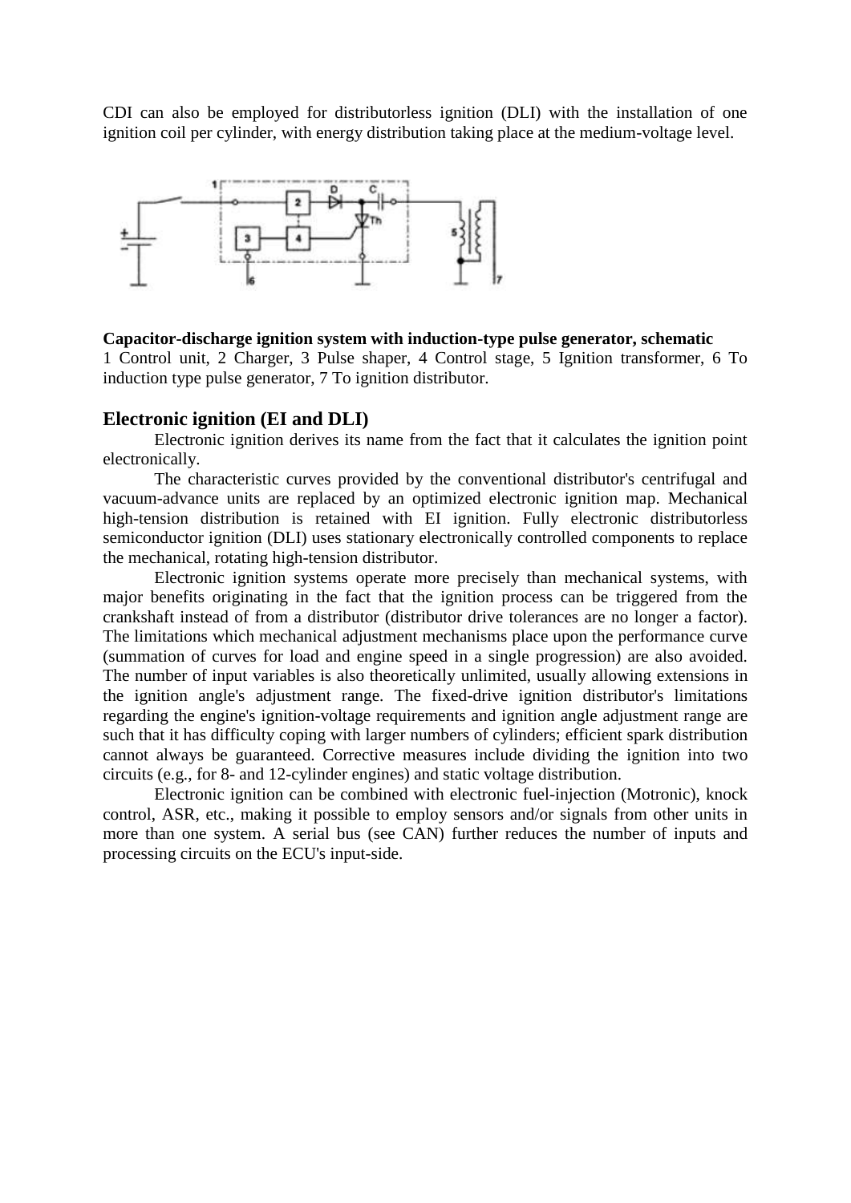CDI can also be employed for distributorless ignition (DLI) with the installation of one ignition coil per cylinder, with energy distribution taking place at the medium-voltage level.

**Capacitor-discharge ignition system with induction-type pulse generator, schematic**
1 Control unit, 2 Charger, 3 Pulse shaper, 4 Control stage, 5 Ignition transformer, 6 To induction type pulse generator, 7 To ignition distributor.

## Electronic ignition (EI and DLI)

Electronic ignition derives its name from the fact that it calculates the ignition point electronically.

The characteristic curves provided by the conventional distributor's centrifugal and vacuum-advance units are replaced by an optimized electronic ignition map. Mechanical high-tension distribution is retained with EI ignition. Fully electronic distributorless semiconductor ignition (DLI) uses stationary electronically controlled components to replace the mechanical, rotating high-tension distributor.

Electronic ignition systems operate more precisely than mechanical systems, with major benefits originating in the fact that the ignition process can be triggered from the crankshaft instead of from a distributor (distributor drive tolerances are no longer a factor). The limitations which mechanical adjustment mechanisms place upon the performance curve (summation of curves for load and engine speed in a single progression) are also avoided. The number of input variables is also theoretically unlimited, usually allowing extensions in the ignition angle's adjustment range. The fixed-drive ignition distributor's limitations regarding the engine's ignition-voltage requirements and ignition angle adjustment range are such that it has difficulty coping with larger numbers of cylinders; efficient spark distribution cannot always be guaranteed. Corrective measures include dividing the ignition into two circuits (e.g., for 8- and 12-cylinder engines) and static voltage distribution.

Electronic ignition can be combined with electronic fuel-injection (Motronic), knock control, ASR, etc., making it possible to employ sensors and/or signals from other units in more than one system. A serial bus (see CAN) further reduces the number of inputs and processing circuits on the ECU's input-side.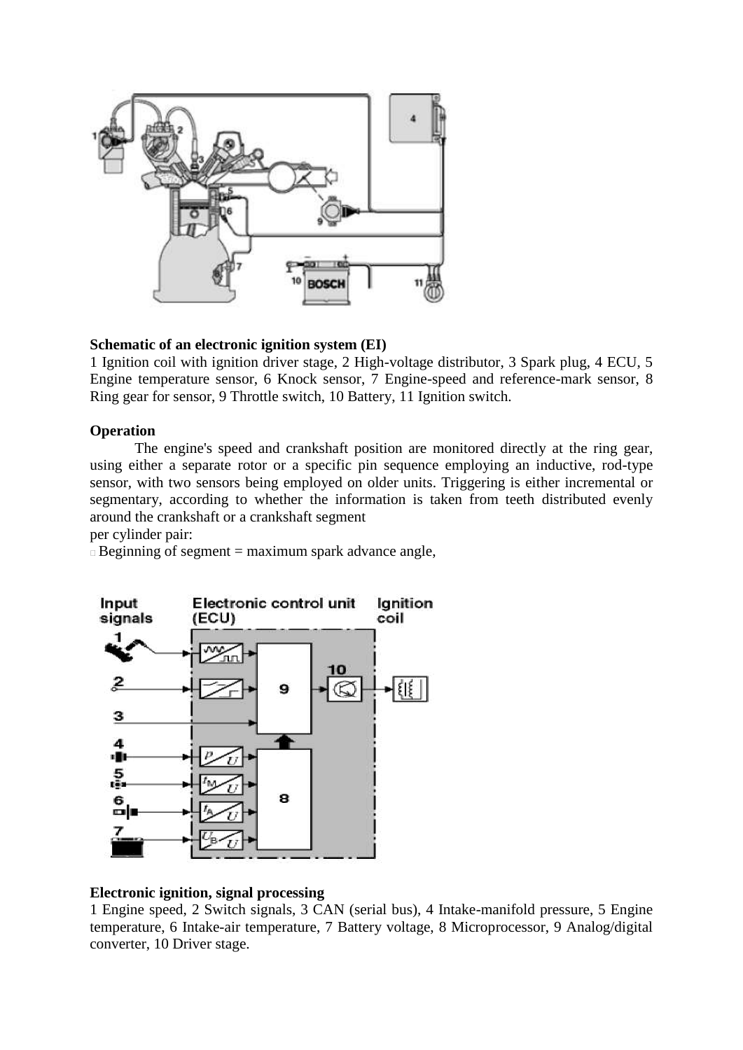**Schematic of an electronic ignition system (EI)**

1 Ignition coil with ignition driver stage, 2 High-voltage distributor, 3 Spark plug, 4 ECU, 5 Engine temperature sensor, 6 Knock sensor, 7 Engine-speed and reference-mark sensor, 8 Ring gear for sensor, 9 Throttle switch, 10 Battery, 11 Ignition switch.

**Operation**

The engine's speed and crankshaft position are monitored directly at the ring gear, using either a separate rotor or a specific pin sequence employing an inductive, rod-type sensor, with two sensors being employed on older units. Triggering is either incremental or segmentary, according to whether the information is taken from teeth distributed evenly around the crankshaft or a crankshaft segment per cylinder pair:

- Beginning of segment = maximum spark advance angle,

**Electronic ignition, signal processing**

1 Engine speed, 2 Switch signals, 3 CAN (serial bus), 4 Intake-manifold pressure, 5 Engine temperature, 6 Intake-air temperature, 7 Battery voltage, 8 Microprocessor, 9 Analog/digital converter, 10 Driver stage.